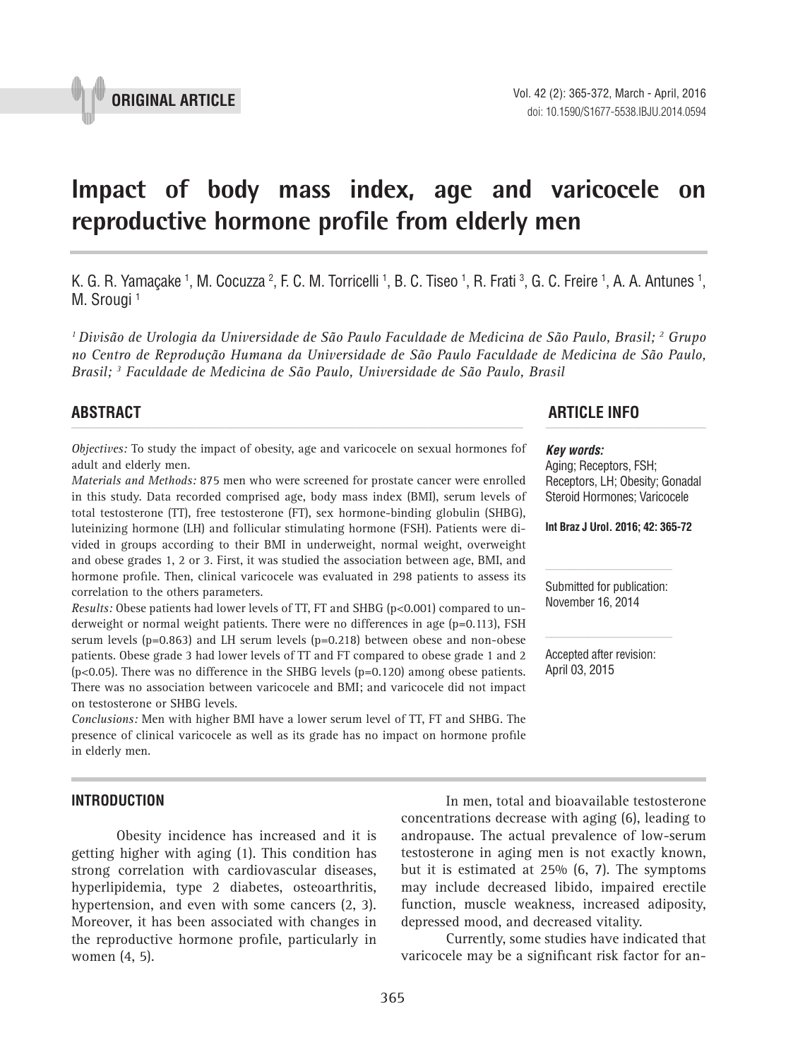ORIGINAL ARTICLE

# Impact of body mass index, age and varicocele on reproductive hormone profile from elderly men

K. G. R. Yamaçake [1], M. Cocuzza [2], F. C. M. Torricelli [1], B. C. Tiseo [1], R. Frati [3], G. C. Freire [1], A. A. Antunes [1], M. Srougi [1]

*[1] Divisão de Urologia da Universidade de São Paulo Faculdade de Medicina de São Paulo, Brasil; [2] Grupo no Centro de Reprodução Humana da Universidade de São Paulo Faculdade de Medicina de São Paulo, Brasil; [3] Faculdade de Medicina de São Paulo, Universidade de São Paulo, Brasil*

## ABSTRACT

*Objectives:* To study the impact of obesity, age and varicocele on sexual hormones fof adult and elderly men.

*Materials and Methods:* 875 men who were screened for prostate cancer were enrolled in this study. Data recorded comprised age, body mass index (BMI), serum levels of total testosterone (TT), free testosterone (FT), sex hormone-binding globulin (SHBG), luteinizing hormone (LH) and follicular stimulating hormone (FSH). Patients were divided in groups according to their BMI in underweight, normal weight, overweight and obese grades 1, 2 or 3. First, it was studied the association between age, BMI, and hormone profile. Then, clinical varicocele was evaluated in 298 patients to assess its correlation to the others parameters.

*Results:* Obese patients had lower levels of TT, FT and SHBG ($p<0.001$) compared to underweight or normal weight patients. There were no differences in age ($p=0.113$), FSH serum levels ($p=0.863$) and LH serum levels ($p=0.218$) between obese and non-obese patients. Obese grade 3 had lower levels of TT and FT compared to obese grade 1 and 2 ($p<0.05$). There was no difference in the SHBG levels ($p=0.120$) among obese patients. There was no association between varicocele and BMI; and varicocele did not impact on testosterone or SHBG levels.

*Conclusions:* Men with higher BMI have a lower serum level of TT, FT and SHBG. The presence of clinical varicocele as well as its grade has no impact on hormone profile in elderly men.

## ARTICLE INFO

***Key words:***
Aging; Receptors, FSH; Receptors, LH; Obesity; Gonadal Steroid Hormones; Varicocele

**Int Braz J Urol. 2016; 42: 365-72**

Submitted for publication:
November 16, 2014

Accepted after revision:
April 03, 2015

## INTRODUCTION

Obesity incidence has increased and it is getting higher with aging (1). This condition has strong correlation with cardiovascular diseases, hyperlipidemia, type 2 diabetes, osteoarthritis, hypertension, and even with some cancers (2, 3). Moreover, it has been associated with changes in the reproductive hormone profile, particularly in women (4, 5).

In men, total and bioavailable testosterone concentrations decrease with aging (6), leading to andropause. The actual prevalence of low-serum testosterone in aging men is not exactly known, but it is estimated at 25% (6, 7). The symptoms may include decreased libido, impaired erectile function, muscle weakness, increased adiposity, depressed mood, and decreased vitality.

Currently, some studies have indicated that varicocele may be a significant risk factor for an-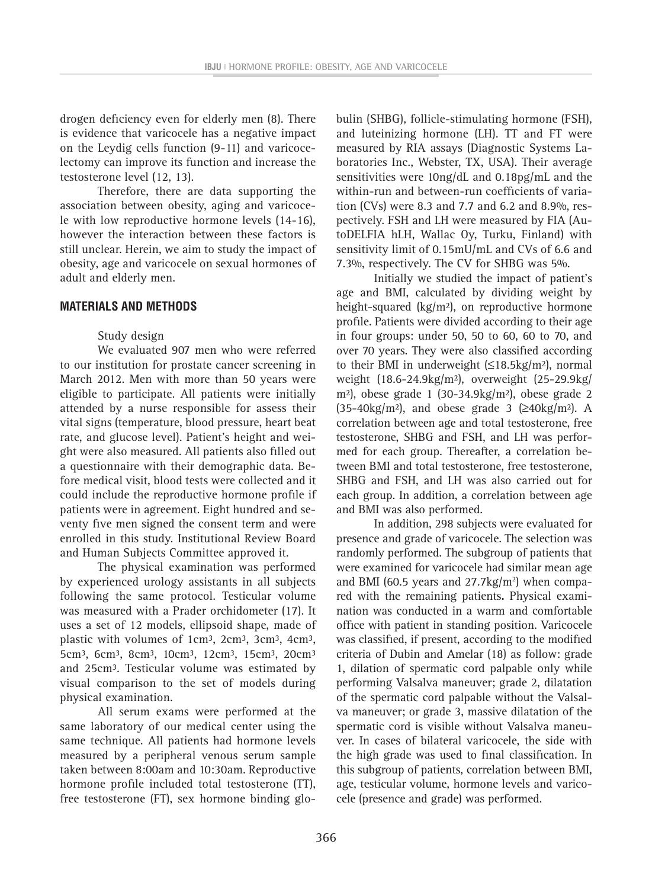drogen deficiency even for elderly men (8). There is evidence that varicocele has a negative impact on the Leydig cells function (9-11) and varicocelectomy can improve its function and increase the testosterone level (12, 13).

Therefore, there are data supporting the association between obesity, aging and varicocele with low reproductive hormone levels (14-16), however the interaction between these factors is still unclear. Herein, we aim to study the impact of obesity, age and varicocele on sexual hormones of adult and elderly men.

## MATERIALS AND METHODS

Study design

We evaluated 907 men who were referred to our institution for prostate cancer screening in March 2012. Men with more than 50 years were eligible to participate. All patients were initially attended by a nurse responsible for assess their vital signs (temperature, blood pressure, heart beat rate, and glucose level). Patient's height and weight were also measured. All patients also filled out a questionnaire with their demographic data. Before medical visit, blood tests were collected and it could include the reproductive hormone profile if patients were in agreement. Eight hundred and seventy five men signed the consent term and were enrolled in this study. Institutional Review Board and Human Subjects Committee approved it.

The physical examination was performed by experienced urology assistants in all subjects following the same protocol. Testicular volume was measured with a Prader orchidometer (17). It uses a set of 12 models, ellipsoid shape, made of plastic with volumes of 1cm³, 2cm³, 3cm³, 4cm³, 5cm³, 6cm³, 8cm³, 10cm³, 12cm³, 15cm³, 20cm³ and 25cm³. Testicular volume was estimated by visual comparison to the set of models during physical examination.

All serum exams were performed at the same laboratory of our medical center using the same technique. All patients had hormone levels measured by a peripheral venous serum sample taken between 8:00am and 10:30am. Reproductive hormone profile included total testosterone (TT), free testosterone (FT), sex hormone binding globulin (SHBG), follicle-stimulating hormone (FSH), and luteinizing hormone (LH). TT and FT were measured by RIA assays (Diagnostic Systems Laboratories Inc., Webster, TX, USA). Their average sensitivities were 10ng/dL and 0.18pg/mL and the within-run and between-run coefficients of variation (CVs) were 8.3 and 7.7 and 6.2 and 8.9%, respectively. FSH and LH were measured by FIA (AutoDELFIA hLH, Wallac Oy, Turku, Finland) with sensitivity limit of 0.15mU/mL and CVs of 6.6 and 7.3%, respectively. The CV for SHBG was 5%.

Initially we studied the impact of patient's age and BMI, calculated by dividing weight by height-squared (kg/m²), on reproductive hormone profile. Patients were divided according to their age in four groups: under 50, 50 to 60, 60 to 70, and over 70 years. They were also classified according to their BMI in underweight (≤18.5kg/m²), normal weight (18.6-24.9kg/m²), overweight (25-29.9kg/m²), obese grade 1 (30-34.9kg/m²), obese grade 2 (35-40kg/m²), and obese grade 3 (≥40kg/m²). A correlation between age and total testosterone, free testosterone, SHBG and FSH, and LH was performed for each group. Thereafter, a correlation between BMI and total testosterone, free testosterone, SHBG and FSH, and LH was also carried out for each group. In addition, a correlation between age and BMI was also performed.

In addition, 298 subjects were evaluated for presence and grade of varicocele. The selection was randomly performed. The subgroup of patients that were examined for varicocele had similar mean age and BMI (60.5 years and 27.7kg/m²) when compared with the remaining patients**.** Physical examination was conducted in a warm and comfortable office with patient in standing position. Varicocele was classified, if present, according to the modified criteria of Dubin and Amelar (18) as follow: grade 1, dilation of spermatic cord palpable only while performing Valsalva maneuver; grade 2, dilatation of the spermatic cord palpable without the Valsalva maneuver; or grade 3, massive dilatation of the spermatic cord is visible without Valsalva maneuver. In cases of bilateral varicocele, the side with the high grade was used to final classification. In this subgroup of patients, correlation between BMI, age, testicular volume, hormone levels and varicocele (presence and grade) was performed.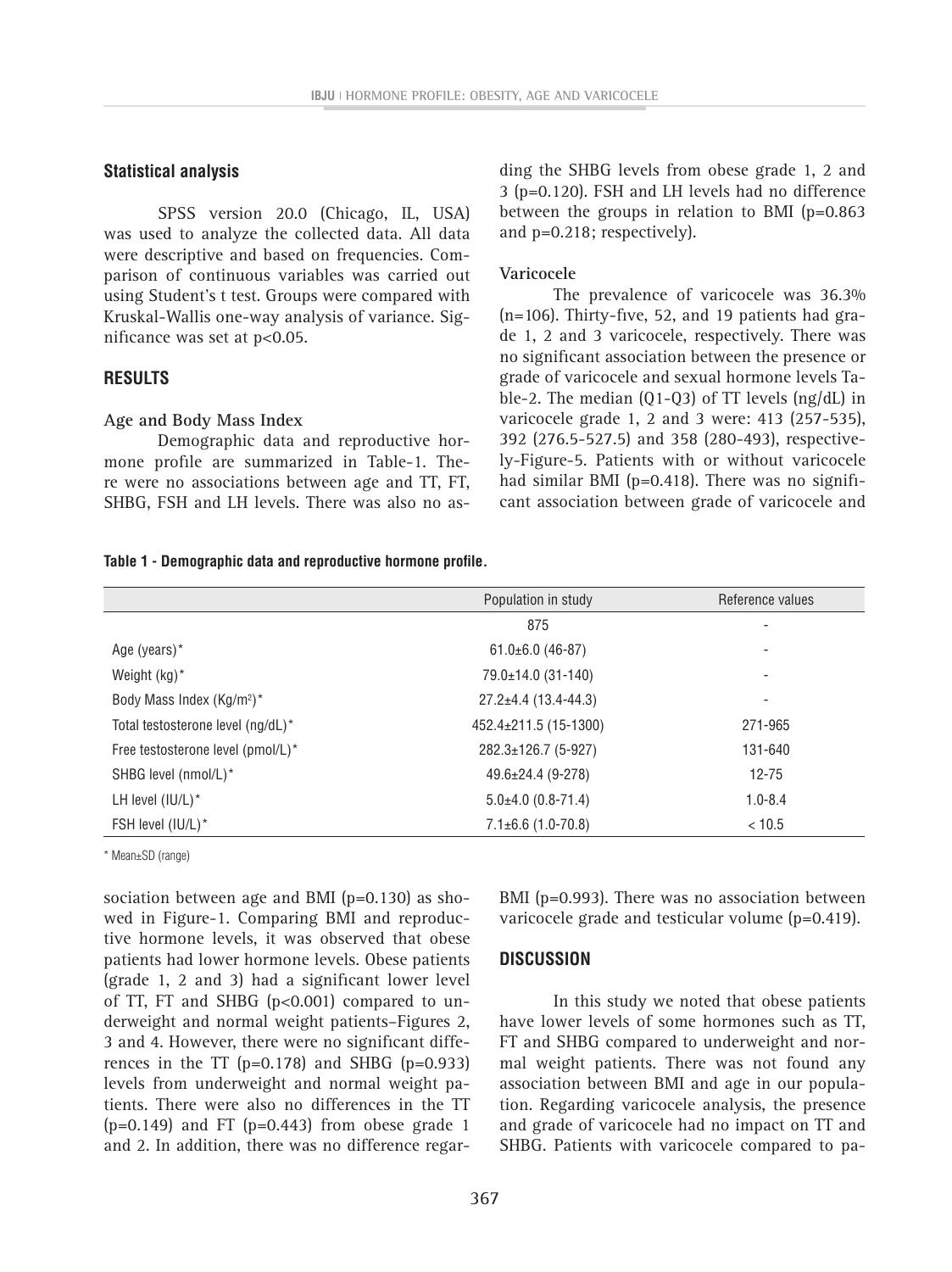## Statistical analysis

SPSS version 20.0 (Chicago, IL, USA) was used to analyze the collected data. All data were descriptive and based on frequencies. Comparison of continuous variables was carried out using Student's t test. Groups were compared with Kruskal-Wallis one-way analysis of variance. Significance was set at $p<0.05$.

## RESULTS

### Age and Body Mass Index

Demographic data and reproductive hormone profile are summarized in Table-1. There were no associations between age and TT, FT, SHBG, FSH and LH levels. There was also no association between age and BMI (p=0.130) as showed in Figure-1. Comparing BMI and reproductive hormone levels, it was observed that obese patients had lower hormone levels. Obese patients (grade 1, 2 and 3) had a significant lower level of TT, FT and SHBG (p<0.001) compared to underweight and normal weight patients–Figures 2, 3 and 4. However, there were no significant differences in the TT (p=0.178) and SHBG (p=0.933) levels from underweight and normal weight patients. There were also no differences in the TT (p=0.149) and FT (p=0.443) from obese grade 1 and 2. In addition, there was no difference regarding the SHBG levels from obese grade 1, 2 and 3 (p=0.120). FSH and LH levels had no difference between the groups in relation to BMI (p=0.863 and p=0.218; respectively).

### Varicocele

The prevalence of varicocele was 36.3% (n=106). Thirty-five, 52, and 19 patients had grade 1, 2 and 3 varicocele, respectively. There was no significant association between the presence or grade of varicocele and sexual hormone levels Table-2. The median (Q1-Q3) of TT levels (ng/dL) in varicocele grade 1, 2 and 3 were: 413 (257-535), 392 (276.5-527.5) and 358 (280-493), respectively-Figure-5. Patients with or without varicocele had similar BMI (p=0.418). There was no significant association between grade of varicocele and BMI (p=0.993). There was no association between varicocele grade and testicular volume (p=0.419).

**Table 1 - Demographic data and reproductive hormone profile.**

| | Population in study | Reference values |
|---|---|---|
| | 875 | - |
| Age (years)* | 61.0±6.0 (46-87) | - |
| Weight (kg)* | 79.0±14.0 (31-140) | - |
| Body Mass Index (Kg/m²)* | 27.2±4.4 (13.4-44.3) | - |
| Total testosterone level (ng/dL)* | 452.4±211.5 (15-1300) | 271-965 |
| Free testosterone level (pmol/L)* | 282.3±126.7 (5-927) | 131-640 |
| SHBG level (nmol/L)* | 49.6±24.4 (9-278) | 12-75 |
| LH level (IU/L)* | 5.0±4.0 (0.8-71.4) | 1.0-8.4 |
| FSH level (IU/L)* | 7.1±6.6 (1.0-70.8) | < 10.5 |

* Mean±SD (range)

## DISCUSSION

In this study we noted that obese patients have lower levels of some hormones such as TT, FT and SHBG compared to underweight and normal weight patients. There was not found any association between BMI and age in our population. Regarding varicocele analysis, the presence and grade of varicocele had no impact on TT and SHBG. Patients with varicocele compared to pa-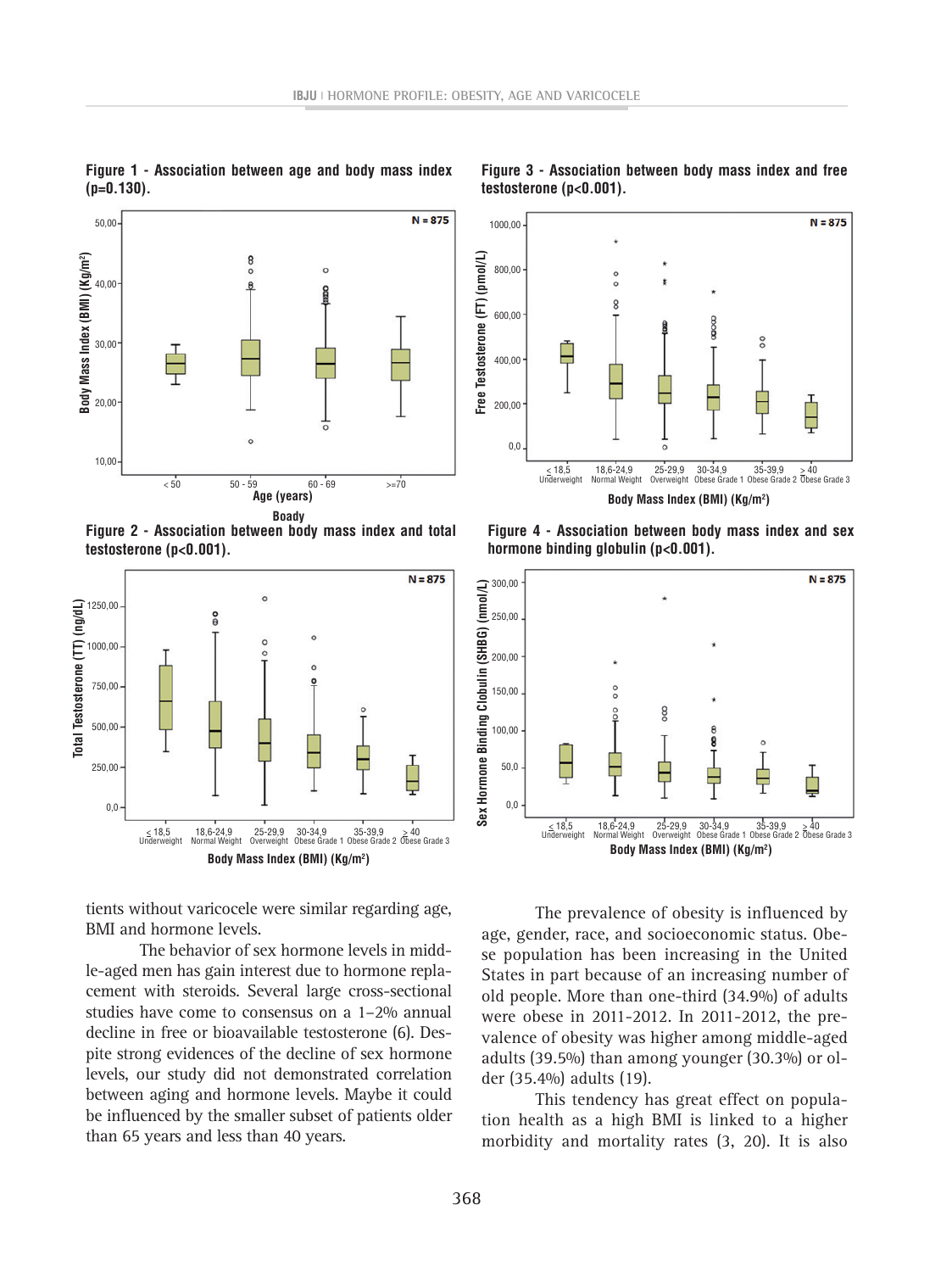**Figure 1 - Association between age and body mass index (p=0.130).**

**Figure 2 - Association between body mass index and total testosterone (p<0.001).**

**Figure 3 - Association between body mass index and free testosterone (p<0.001).**

**Figure 4 - Association between body mass index and sex hormone binding globulin (p<0.001).**

tients without varicocele were similar regarding age, BMI and hormone levels.

The behavior of sex hormone levels in middle-aged men has gain interest due to hormone replacement with steroids. Several large cross-sectional studies have come to consensus on a 1–2% annual decline in free or bioavailable testosterone (6). Despite strong evidences of the decline of sex hormone levels, our study did not demonstrated correlation between aging and hormone levels. Maybe it could be influenced by the smaller subset of patients older than 65 years and less than 40 years.

The prevalence of obesity is influenced by age, gender, race, and socioeconomic status. Obese population has been increasing in the United States in part because of an increasing number of old people. More than one-third (34.9%) of adults were obese in 2011-2012. In 2011-2012, the prevalence of obesity was higher among middle-aged adults (39.5%) than among younger (30.3%) or older (35.4%) adults (19).

This tendency has great effect on population health as a high BMI is linked to a higher morbidity and mortality rates (3, 20). It is also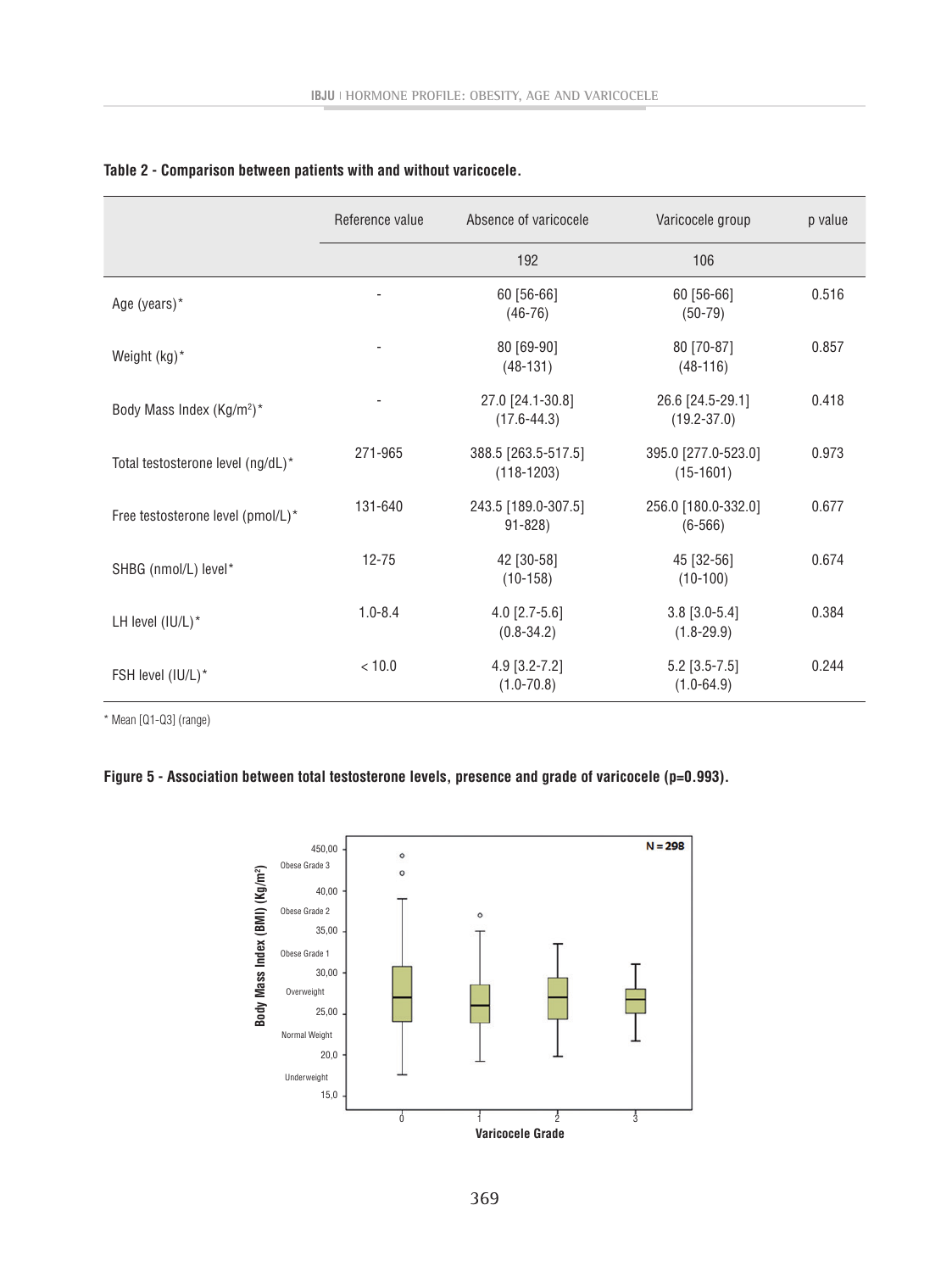**Table 2 - Comparison between patients with and without varicocele.**

| | Reference value | Absence of varicocele | Varicocele group | p value |
|---|---|---|---|---|
| | | 192 | 106 | |
| Age (years)* | - | 60 [56-66] (46-76) | 60 [56-66] (50-79) | 0.516 |
| Weight (kg)* | - | 80 [69-90] (48-131) | 80 [70-87] (48-116) | 0.857 |
| Body Mass Index (Kg/m$^2$)* | - | 27.0 [24.1-30.8] (17.6-44.3) | 26.6 [24.5-29.1] (19.2-37.0) | 0.418 |
| Total testosterone level (ng/dL)* | 271-965 | 388.5 [263.5-517.5] (118-1203) | 395.0 [277.0-523.0] (15-1601) | 0.973 |
| Free testosterone level (pmol/L)* | 131-640 | 243.5 [189.0-307.5] 91-828) | 256.0 [180.0-332.0] (6-566) | 0.677 |
| SHBG (nmol/L) level* | 12-75 | 42 [30-58] (10-158) | 45 [32-56] (10-100) | 0.674 |
| LH level (IU/L)* | 1.0-8.4 | 4.0 [2.7-5.6] (0.8-34.2) | 3.8 [3.0-5.4] (1.8-29.9) | 0.384 |
| FSH level (IU/L)* | < 10.0 | 4.9 [3.2-7.2] (1.0-70.8) | 5.2 [3.5-7.5] (1.0-64.9) | 0.244 |

* Mean [Q1-Q3] (range)

**Figure 5 - Association between total testosterone levels, presence and grade of varicocele (p=0.993).**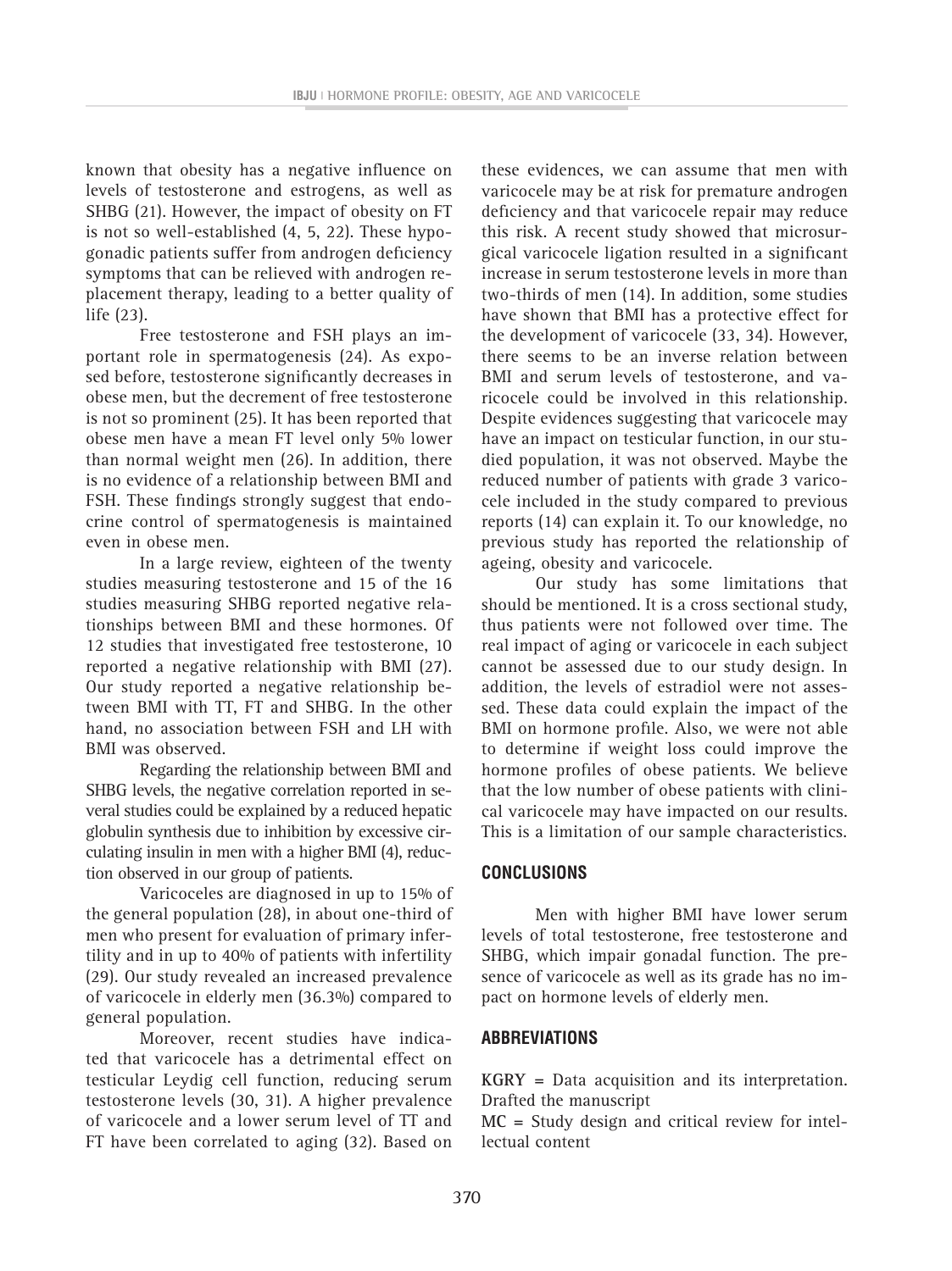known that obesity has a negative influence on levels of testosterone and estrogens, as well as SHBG (21). However, the impact of obesity on FT is not so well-established (4, 5, 22). These hypogonadic patients suffer from androgen deficiency symptoms that can be relieved with androgen replacement therapy, leading to a better quality of life (23).

Free testosterone and FSH plays an important role in spermatogenesis (24). As exposed before, testosterone significantly decreases in obese men, but the decrement of free testosterone is not so prominent (25). It has been reported that obese men have a mean FT level only 5% lower than normal weight men (26). In addition, there is no evidence of a relationship between BMI and FSH. These findings strongly suggest that endocrine control of spermatogenesis is maintained even in obese men.

In a large review, eighteen of the twenty studies measuring testosterone and 15 of the 16 studies measuring SHBG reported negative relationships between BMI and these hormones. Of 12 studies that investigated free testosterone, 10 reported a negative relationship with BMI (27). Our study reported a negative relationship between BMI with TT, FT and SHBG. In the other hand, no association between FSH and LH with BMI was observed.

Regarding the relationship between BMI and SHBG levels, the negative correlation reported in several studies could be explained by a reduced hepatic globulin synthesis due to inhibition by excessive circulating insulin in men with a higher BMI (4), reduction observed in our group of patients.

Varicoceles are diagnosed in up to 15% of the general population (28), in about one-third of men who present for evaluation of primary infertility and in up to 40% of patients with infertility (29). Our study revealed an increased prevalence of varicocele in elderly men (36.3%) compared to general population.

Moreover, recent studies have indicated that varicocele has a detrimental effect on testicular Leydig cell function, reducing serum testosterone levels (30, 31). A higher prevalence of varicocele and a lower serum level of TT and FT have been correlated to aging (32). Based on these evidences, we can assume that men with varicocele may be at risk for premature androgen deficiency and that varicocele repair may reduce this risk. A recent study showed that microsurgical varicocele ligation resulted in a significant increase in serum testosterone levels in more than two-thirds of men (14). In addition, some studies have shown that BMI has a protective effect for the development of varicocele (33, 34). However, there seems to be an inverse relation between BMI and serum levels of testosterone, and varicocele could be involved in this relationship. Despite evidences suggesting that varicocele may have an impact on testicular function, in our studied population, it was not observed. Maybe the reduced number of patients with grade 3 varicocele included in the study compared to previous reports (14) can explain it. To our knowledge, no previous study has reported the relationship of ageing, obesity and varicocele.

Our study has some limitations that should be mentioned. It is a cross sectional study, thus patients were not followed over time. The real impact of aging or varicocele in each subject cannot be assessed due to our study design. In addition, the levels of estradiol were not assessed. These data could explain the impact of the BMI on hormone profile. Also, we were not able to determine if weight loss could improve the hormone profiles of obese patients. We believe that the low number of obese patients with clinical varicocele may have impacted on our results. This is a limitation of our sample characteristics.

## CONCLUSIONS

Men with higher BMI have lower serum levels of total testosterone, free testosterone and SHBG, which impair gonadal function. The presence of varicocele as well as its grade has no impact on hormone levels of elderly men.

## ABBREVIATIONS

**KGRY** = Data acquisition and its interpretation. Drafted the manuscript

**MC** = Study design and critical review for intellectual content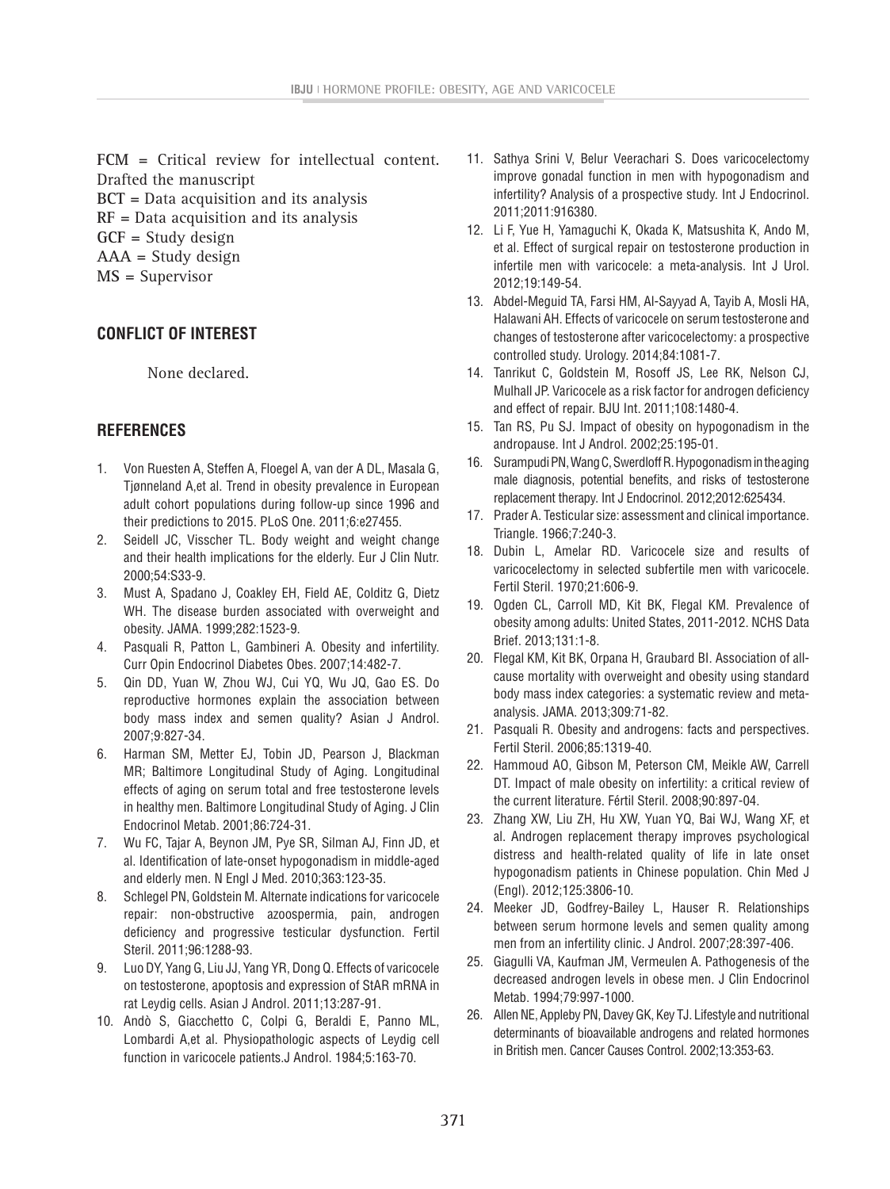FCM = Critical review for intellectual content. Drafted the manuscript
BCT = Data acquisition and its analysis
RF = Data acquisition and its analysis
GCF = Study design
AAA = Study design
MS = Supervisor

## CONFLICT OF INTEREST

None declared.

## REFERENCES

1. Von Ruesten A, Steffen A, Floegel A, van der A DL, Masala G, Tjønneland A,et al. Trend in obesity prevalence in European adult cohort populations during follow-up since 1996 and their predictions to 2015. PLoS One. 2011;6:e27455.
2. Seidell JC, Visscher TL. Body weight and weight change and their health implications for the elderly. Eur J Clin Nutr. 2000;54:S33-9.
3. Must A, Spadano J, Coakley EH, Field AE, Colditz G, Dietz WH. The disease burden associated with overweight and obesity. JAMA. 1999;282:1523-9.
4. Pasquali R, Patton L, Gambineri A. Obesity and infertility. Curr Opin Endocrinol Diabetes Obes. 2007;14:482-7.
5. Qin DD, Yuan W, Zhou WJ, Cui YQ, Wu JQ, Gao ES. Do reproductive hormones explain the association between body mass index and semen quality? Asian J Androl. 2007;9:827-34.
6. Harman SM, Metter EJ, Tobin JD, Pearson J, Blackman MR; Baltimore Longitudinal Study of Aging. Longitudinal effects of aging on serum total and free testosterone levels in healthy men. Baltimore Longitudinal Study of Aging. J Clin Endocrinol Metab. 2001;86:724-31.
7. Wu FC, Tajar A, Beynon JM, Pye SR, Silman AJ, Finn JD, et al. Identification of late-onset hypogonadism in middle-aged and elderly men. N Engl J Med. 2010;363:123-35.
8. Schlegel PN, Goldstein M. Alternate indications for varicocele repair: non-obstructive azoospermia, pain, androgen deficiency and progressive testicular dysfunction. Fertil Steril. 2011;96:1288-93.
9. Luo DY, Yang G, Liu JJ, Yang YR, Dong Q. Effects of varicocele on testosterone, apoptosis and expression of StAR mRNA in rat Leydig cells. Asian J Androl. 2011;13:287-91.
10. Andò S, Giacchetto C, Colpi G, Beraldi E, Panno ML, Lombardi A,et al. Physiopathologic aspects of Leydig cell function in varicocele patients.J Androl. 1984;5:163-70.
11. Sathya Srini V, Belur Veerachari S. Does varicocelectomy improve gonadal function in men with hypogonadism and infertility? Analysis of a prospective study. Int J Endocrinol. 2011;2011:916380.
12. Li F, Yue H, Yamaguchi K, Okada K, Matsushita K, Ando M, et al. Effect of surgical repair on testosterone production in infertile men with varicocele: a meta-analysis. Int J Urol. 2012;19:149-54.
13. Abdel-Meguid TA, Farsi HM, Al-Sayyad A, Tayib A, Mosli HA, Halawani AH. Effects of varicocele on serum testosterone and changes of testosterone after varicocelectomy: a prospective controlled study. Urology. 2014;84:1081-7.
14. Tanrikut C, Goldstein M, Rosoff JS, Lee RK, Nelson CJ, Mulhall JP. Varicocele as a risk factor for androgen deficiency and effect of repair. BJU Int. 2011;108:1480-4.
15. Tan RS, Pu SJ. Impact of obesity on hypogonadism in the andropause. Int J Androl. 2002;25:195-01.
16. Surampudi PN, Wang C, Swerdloff R. Hypogonadism in the aging male diagnosis, potential benefits, and risks of testosterone replacement therapy. Int J Endocrinol. 2012;2012:625434.
17. Prader A. Testicular size: assessment and clinical importance. Triangle. 1966;7:240-3.
18. Dubin L, Amelar RD. Varicocele size and results of varicocelectomy in selected subfertile men with varicocele. Fertil Steril. 1970;21:606-9.
19. Ogden CL, Carroll MD, Kit BK, Flegal KM. Prevalence of obesity among adults: United States, 2011-2012. NCHS Data Brief. 2013;131:1-8.
20. Flegal KM, Kit BK, Orpana H, Graubard BI. Association of all-cause mortality with overweight and obesity using standard body mass index categories: a systematic review and meta-analysis. JAMA. 2013;309:71-82.
21. Pasquali R. Obesity and androgens: facts and perspectives. Fertil Steril. 2006;85:1319-40.
22. Hammoud AO, Gibson M, Peterson CM, Meikle AW, Carrell DT. Impact of male obesity on infertility: a critical review of the current literature. Fértil Steril. 2008;90:897-04.
23. Zhang XW, Liu ZH, Hu XW, Yuan YQ, Bai WJ, Wang XF, et al. Androgen replacement therapy improves psychological distress and health-related quality of life in late onset hypogonadism patients in Chinese population. Chin Med J (Engl). 2012;125:3806-10.
24. Meeker JD, Godfrey-Bailey L, Hauser R. Relationships between serum hormone levels and semen quality among men from an infertility clinic. J Androl. 2007;28:397-406.
25. Giagulli VA, Kaufman JM, Vermeulen A. Pathogenesis of the decreased androgen levels in obese men. J Clin Endocrinol Metab. 1994;79:997-1000.
26. Allen NE, Appleby PN, Davey GK, Key TJ. Lifestyle and nutritional determinants of bioavailable androgens and related hormones in British men. Cancer Causes Control. 2002;13:353-63.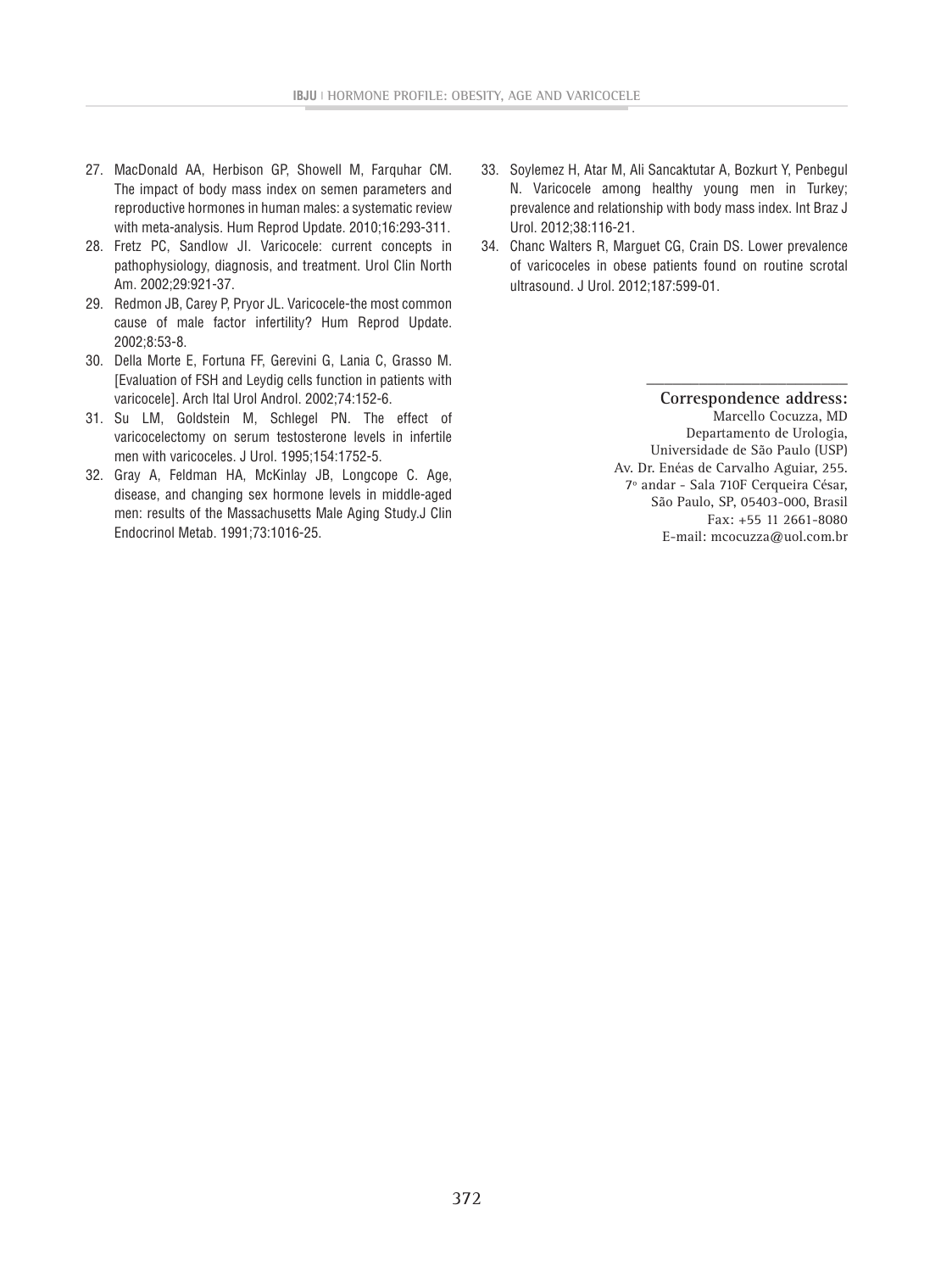27. MacDonald AA, Herbison GP, Showell M, Farquhar CM. The impact of body mass index on semen parameters and reproductive hormones in human males: a systematic review with meta-analysis. Hum Reprod Update. 2010;16:293-311.
28. Fretz PC, Sandlow JI. Varicocele: current concepts in pathophysiology, diagnosis, and treatment. Urol Clin North Am. 2002;29:921-37.
29. Redmon JB, Carey P, Pryor JL. Varicocele-the most common cause of male factor infertility? Hum Reprod Update. 2002;8:53-8.
30. Della Morte E, Fortuna FF, Gerevini G, Lania C, Grasso M. [Evaluation of FSH and Leydig cells function in patients with varicocele]. Arch Ital Urol Androl. 2002;74:152-6.
31. Su LM, Goldstein M, Schlegel PN. The effect of varicocelectomy on serum testosterone levels in infertile men with varicoceles. J Urol. 1995;154:1752-5.
32. Gray A, Feldman HA, McKinlay JB, Longcope C. Age, disease, and changing sex hormone levels in middle-aged men: results of the Massachusetts Male Aging Study.J Clin Endocrinol Metab. 1991;73:1016-25.
33. Soylemez H, Atar M, Ali Sancaktutar A, Bozkurt Y, Penbegul N. Varicocele among healthy young men in Turkey; prevalence and relationship with body mass index. Int Braz J Urol. 2012;38:116-21.
34. Chanc Walters R, Marguet CG, Crain DS. Lower prevalence of varicoceles in obese patients found on routine scrotal ultrasound. J Urol. 2012;187:599-01.

**Correspondence address:**
Marcello Cocuzza, MD
Departamento de Urologia,
Universidade de São Paulo (USP)
Av. Dr. Enéas de Carvalho Aguiar, 255.
7º andar - Sala 710F Cerqueira César,
São Paulo, SP, 05403-000, Brasil
Fax: +55 11 2661-8080
E-mail: mcocuzza@uol.com.br